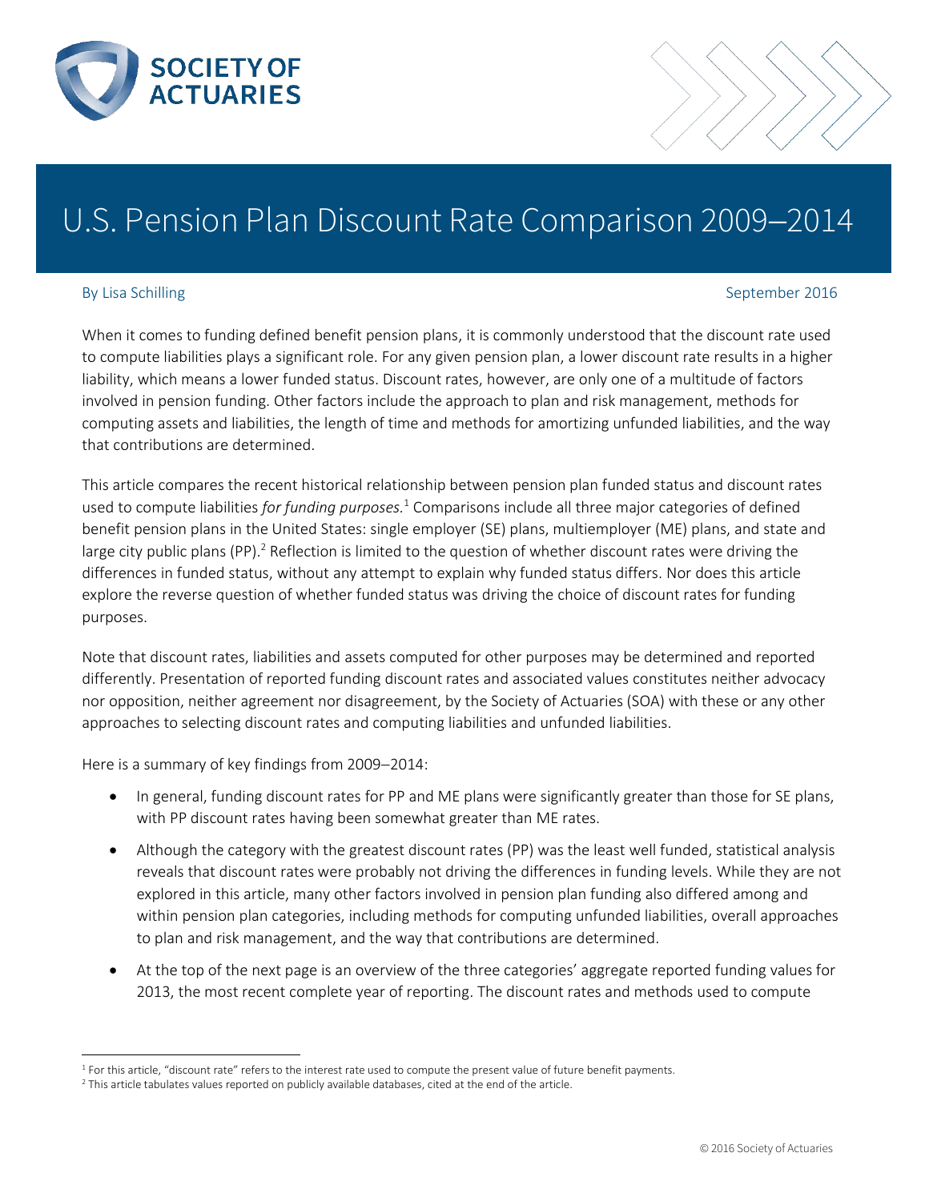SOCIETY OF ACTUARIES

# U.S. Pension Plan Discount Rate Comparison 2009–2014

By Lisa Schilling

September 2016

When it comes to funding defined benefit pension plans, it is commonly understood that the discount rate used to compute liabilities plays a significant role. For any given pension plan, a lower discount rate results in a higher liability, which means a lower funded status. Discount rates, however, are only one of a multitude of factors involved in pension funding. Other factors include the approach to plan and risk management, methods for computing assets and liabilities, the length of time and methods for amortizing unfunded liabilities, and the way that contributions are determined.

This article compares the recent historical relationship between pension plan funded status and discount rates used to compute liabilities *for funding purposes.*[1] Comparisons include all three major categories of defined benefit pension plans in the United States: single employer (SE) plans, multiemployer (ME) plans, and state and large city public plans (PP).[2] Reflection is limited to the question of whether discount rates were driving the differences in funded status, without any attempt to explain why funded status differs. Nor does this article explore the reverse question of whether funded status was driving the choice of discount rates for funding purposes.

Note that discount rates, liabilities and assets computed for other purposes may be determined and reported differently. Presentation of reported funding discount rates and associated values constitutes neither advocacy nor opposition, neither agreement nor disagreement, by the Society of Actuaries (SOA) with these or any other approaches to selecting discount rates and computing liabilities and unfunded liabilities.

Here is a summary of key findings from 2009–2014:

- In general, funding discount rates for PP and ME plans were significantly greater than those for SE plans, with PP discount rates having been somewhat greater than ME rates.
- Although the category with the greatest discount rates (PP) was the least well funded, statistical analysis reveals that discount rates were probably not driving the differences in funding levels. While they are not explored in this article, many other factors involved in pension plan funding also differed among and within pension plan categories, including methods for computing unfunded liabilities, overall approaches to plan and risk management, and the way that contributions are determined.
- At the top of the next page is an overview of the three categories' aggregate reported funding values for 2013, the most recent complete year of reporting. The discount rates and methods used to compute

[1] For this article, "discount rate" refers to the interest rate used to compute the present value of future benefit payments.

[2] This article tabulates values reported on publicly available databases, cited at the end of the article.

© 2016 Society of Actuaries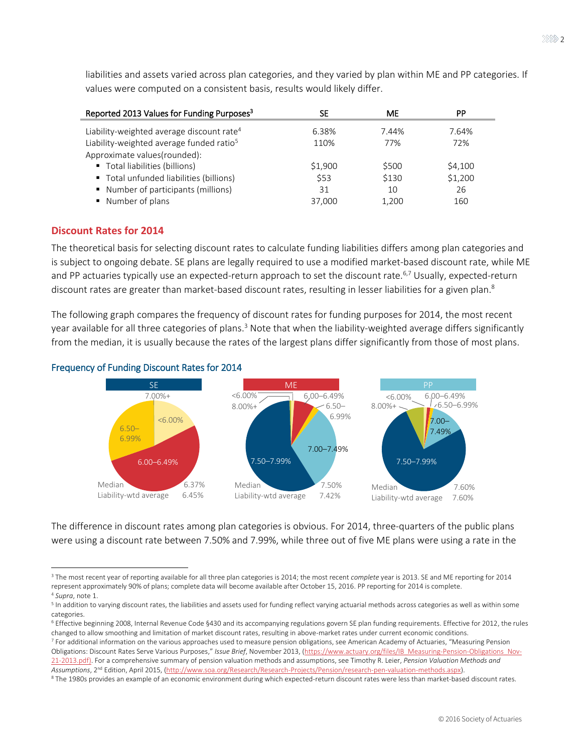liabilities and assets varied across plan categories, and they varied by plan within ME and PP categories. If values were computed on a consistent basis, results would likely differ.

| Reported 2013 Values for Funding Purposes[3] | SE | ME | PP |
|---|---|---|---|
| Liability-weighted average discount rate[4] | 6.38% | 7.44% | 7.64% |
| Liability-weighted average funded ratio[5] | 110% | 77% | 72% |
| Approximate values(rounded): | | | |
| ▪ Total liabilities (billions) | $1,900 | $500 | $4,100 |
| ▪ Total unfunded liabilities (billions) | $53 | $130 | $1,200 |
| ▪ Number of participants (millions) | 31 | 10 | 26 |
| ▪ Number of plans | 37,000 | 1,200 | 160 |

## Discount Rates for 2014

The theoretical basis for selecting discount rates to calculate funding liabilities differs among plan categories and is subject to ongoing debate. SE plans are legally required to use a modified market-based discount rate, while ME and PP actuaries typically use an expected-return approach to set the discount rate.[6,7] Usually, expected-return discount rates are greater than market-based discount rates, resulting in lesser liabilities for a given plan.[8]

The following graph compares the frequency of discount rates for funding purposes for 2014, the most recent year available for all three categories of plans.[3] Note that when the liability-weighted average differs significantly from the median, it is usually because the rates of the largest plans differ significantly from those of most plans.

### Frequency of Funding Discount Rates for 2014

| | SE | ME | PP |
|---|---|---|---|
| Median | 6.37% | 7.50% | 7.60% |
| Liability-wtd average | 6.45% | 7.42% | 7.60% |

The difference in discount rates among plan categories is obvious. For 2014, three-quarters of the public plans were using a discount rate between 7.50% and 7.99%, while three out of five ME plans were using a rate in the

---

[3] The most recent year of reporting available for all three plan categories is 2014; the most recent *complete* year is 2013. SE and ME reporting for 2014 represent approximately 90% of plans; complete data will become available after October 15, 2016. PP reporting for 2014 is complete.

[4] *Supra*, note 1.

[5] In addition to varying discount rates, the liabilities and assets used for funding reflect varying actuarial methods across categories as well as within some categories.

[6] Effective beginning 2008, Internal Revenue Code §430 and its accompanying regulations govern SE plan funding requirements. Effective for 2012, the rules changed to allow smoothing and limitation of market discount rates, resulting in above-market rates under current economic conditions.

[7] For additional information on the various approaches used to measure pension obligations, see American Academy of Actuaries, "Measuring Pension Obligations: Discount Rates Serve Various Purposes," *Issue Brief*, November 2013, (https://www.actuary.org/files/IB_Measuring-Pension-Obligations_Nov-21-2013.pdf). For a comprehensive summary of pension valuation methods and assumptions, see Timothy R. Leier, *Pension Valuation Methods and Assumptions*, 2nd Edition, April 2015, (http://www.soa.org/Research/Research-Projects/Pension/research-pen-valuation-methods.aspx).

[8] The 1980s provides an example of an economic environment during which expected-return discount rates were less than market-based discount rates.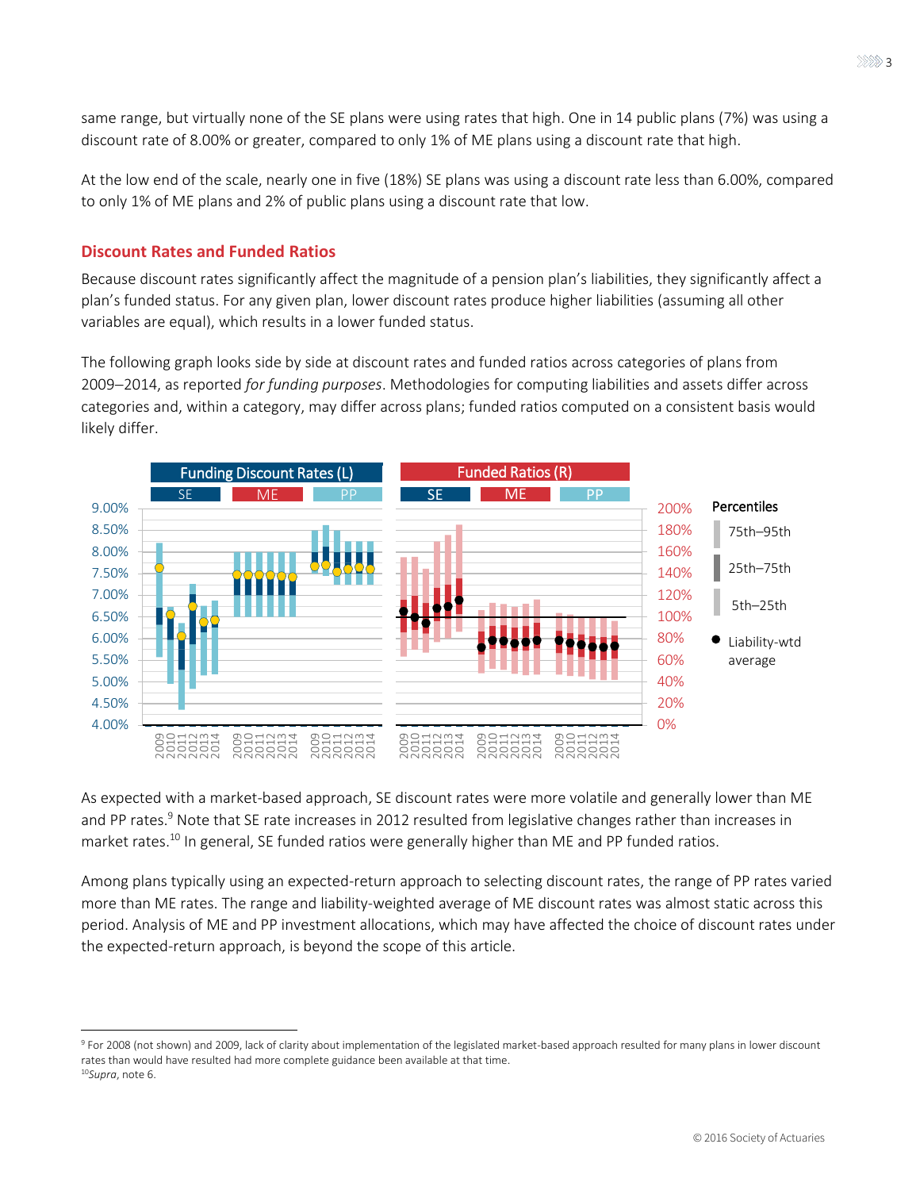same range, but virtually none of the SE plans were using rates that high. One in 14 public plans (7%) was using a discount rate of 8.00% or greater, compared to only 1% of ME plans using a discount rate that high.

At the low end of the scale, nearly one in five (18%) SE plans was using a discount rate less than 6.00%, compared to only 1% of ME plans and 2% of public plans using a discount rate that low.

## Discount Rates and Funded Ratios

Because discount rates significantly affect the magnitude of a pension plan's liabilities, they significantly affect a plan's funded status. For any given plan, lower discount rates produce higher liabilities (assuming all other variables are equal), which results in a lower funded status.

The following graph looks side by side at discount rates and funded ratios across categories of plans from 2009–2014, as reported *for funding purposes*. Methodologies for computing liabilities and assets differ across categories and, within a category, may differ across plans; funded ratios computed on a consistent basis would likely differ.

As expected with a market-based approach, SE discount rates were more volatile and generally lower than ME and PP rates.[9] Note that SE rate increases in 2012 resulted from legislative changes rather than increases in market rates.[10] In general, SE funded ratios were generally higher than ME and PP funded ratios.

Among plans typically using an expected-return approach to selecting discount rates, the range of PP rates varied more than ME rates. The range and liability-weighted average of ME discount rates was almost static across this period. Analysis of ME and PP investment allocations, which may have affected the choice of discount rates under the expected-return approach, is beyond the scope of this article.

---

[9] For 2008 (not shown) and 2009, lack of clarity about implementation of the legislated market-based approach resulted for many plans in lower discount rates than would have resulted had more complete guidance been available at that time.

[10] *Supra*, note 6.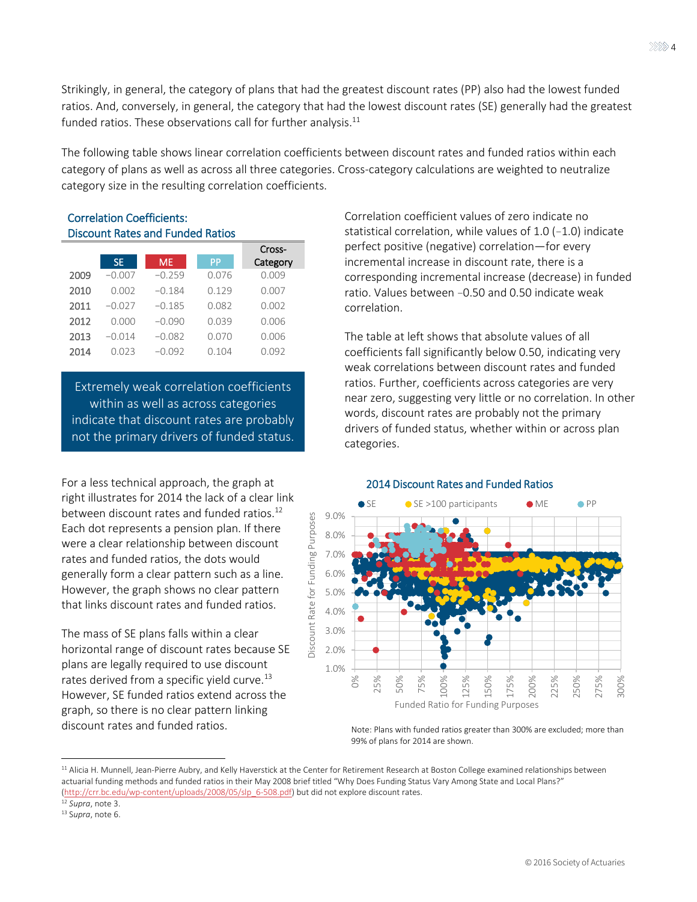Strikingly, in general, the category of plans that had the greatest discount rates (PP) also had the lowest funded ratios. And, conversely, in general, the category that had the lowest discount rates (SE) generally had the greatest funded ratios. These observations call for further analysis.[11]

The following table shows linear correlation coefficients between discount rates and funded ratios within each category of plans as well as across all three categories. Cross-category calculations are weighted to neutralize category size in the resulting correlation coefficients.

**Correlation Coefficients: Discount Rates and Funded Ratios**

| | SE | ME | PP | Cross-Category |
|---|---|---|---|---|
| 2009 | −0.007 | −0.259 | 0.076 | 0.009 |
| 2010 | 0.002 | −0.184 | 0.129 | 0.007 |
| 2011 | −0.027 | −0.185 | 0.082 | 0.002 |
| 2012 | 0.000 | −0.090 | 0.039 | 0.006 |
| 2013 | −0.014 | −0.082 | 0.070 | 0.006 |
| 2014 | 0.023 | −0.092 | 0.104 | 0.092 |

> Extremely weak correlation coefficients within as well as across categories indicate that discount rates are probably not the primary drivers of funded status.

Correlation coefficient values of zero indicate no statistical correlation, while values of 1.0 (−1.0) indicate perfect positive (negative) correlation—for every incremental increase in discount rate, there is a corresponding incremental increase (decrease) in funded ratio. Values between −0.50 and 0.50 indicate weak correlation.

The table at left shows that absolute values of all coefficients fall significantly below 0.50, indicating very weak correlations between discount rates and funded ratios. Further, coefficients across categories are very near zero, suggesting very little or no correlation. In other words, discount rates are probably not the primary drivers of funded status, whether within or across plan categories.

For a less technical approach, the graph at right illustrates for 2014 the lack of a clear link between discount rates and funded ratios.[12] Each dot represents a pension plan. If there were a clear relationship between discount rates and funded ratios, the dots would generally form a clear pattern such as a line. However, the graph shows no clear pattern that links discount rates and funded ratios.

The mass of SE plans falls within a clear horizontal range of discount rates because SE plans are legally required to use discount rates derived from a specific yield curve.[13] However, SE funded ratios extend across the graph, so there is no clear pattern linking discount rates and funded ratios.

**2014 Discount Rates and Funded Ratios**

Note: Plans with funded ratios greater than 300% are excluded; more than 99% of plans for 2014 are shown.

---

[11] Alicia H. Munnell, Jean-Pierre Aubry, and Kelly Haverstick at the Center for Retirement Research at Boston College examined relationships between actuarial funding methods and funded ratios in their May 2008 brief titled "Why Does Funding Status Vary Among State and Local Plans?" (http://crr.bc.edu/wp-content/uploads/2008/05/slp_6-508.pdf) but did not explore discount rates.

[12] *Supra*, note 3.

[13] *Supra*, note 6.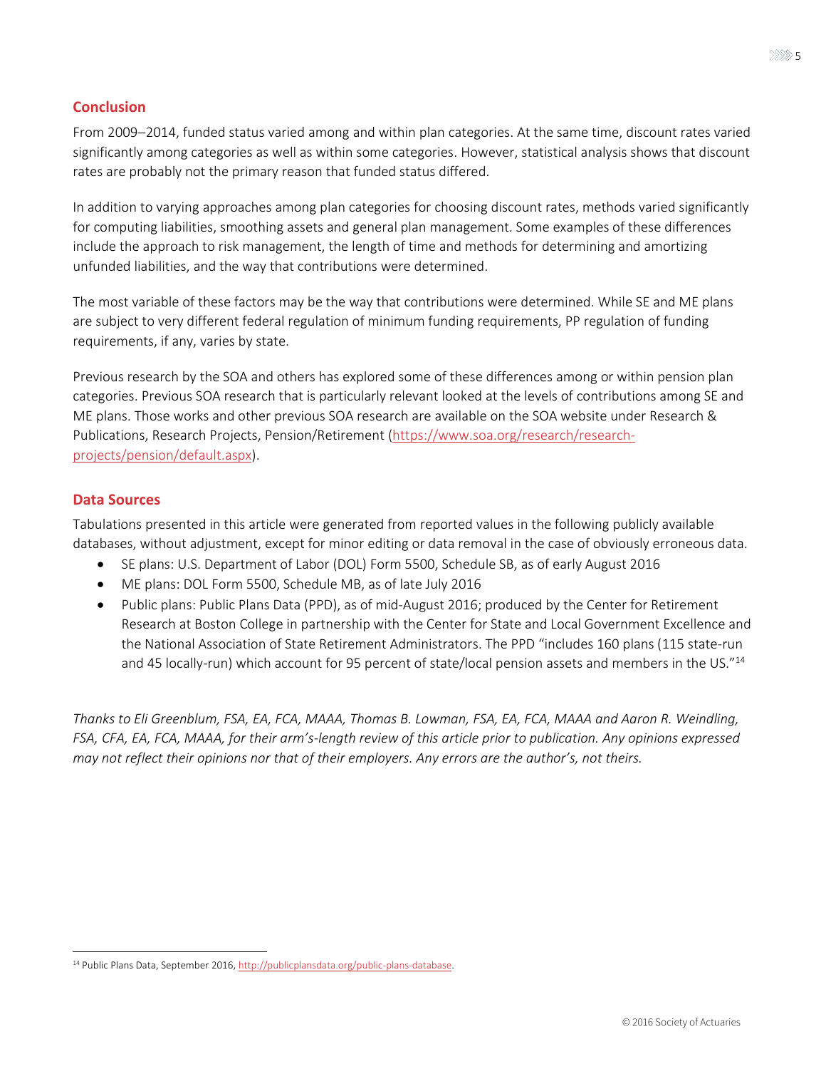## Conclusion

From 2009–2014, funded status varied among and within plan categories. At the same time, discount rates varied significantly among categories as well as within some categories. However, statistical analysis shows that discount rates are probably not the primary reason that funded status differed.

In addition to varying approaches among plan categories for choosing discount rates, methods varied significantly for computing liabilities, smoothing assets and general plan management. Some examples of these differences include the approach to risk management, the length of time and methods for determining and amortizing unfunded liabilities, and the way that contributions were determined.

The most variable of these factors may be the way that contributions were determined. While SE and ME plans are subject to very different federal regulation of minimum funding requirements, PP regulation of funding requirements, if any, varies by state.

Previous research by the SOA and others has explored some of these differences among or within pension plan categories. Previous SOA research that is particularly relevant looked at the levels of contributions among SE and ME plans. Those works and other previous SOA research are available on the SOA website under Research & Publications, Research Projects, Pension/Retirement (https://www.soa.org/research/research-projects/pension/default.aspx).

## Data Sources

Tabulations presented in this article were generated from reported values in the following publicly available databases, without adjustment, except for minor editing or data removal in the case of obviously erroneous data.

- SE plans: U.S. Department of Labor (DOL) Form 5500, Schedule SB, as of early August 2016
- ME plans: DOL Form 5500, Schedule MB, as of late July 2016
- Public plans: Public Plans Data (PPD), as of mid-August 2016; produced by the Center for Retirement Research at Boston College in partnership with the Center for State and Local Government Excellence and the National Association of State Retirement Administrators. The PPD "includes 160 plans (115 state-run and 45 locally-run) which account for 95 percent of state/local pension assets and members in the US."[14]

*Thanks to Eli Greenblum, FSA, EA, FCA, MAAA, Thomas B. Lowman, FSA, EA, FCA, MAAA and Aaron R. Weindling, FSA, CFA, EA, FCA, MAAA, for their arm's-length review of this article prior to publication. Any opinions expressed may not reflect their opinions nor that of their employers. Any errors are the author's, not theirs.*

---

[14] Public Plans Data, September 2016, http://publicplansdata.org/public-plans-database.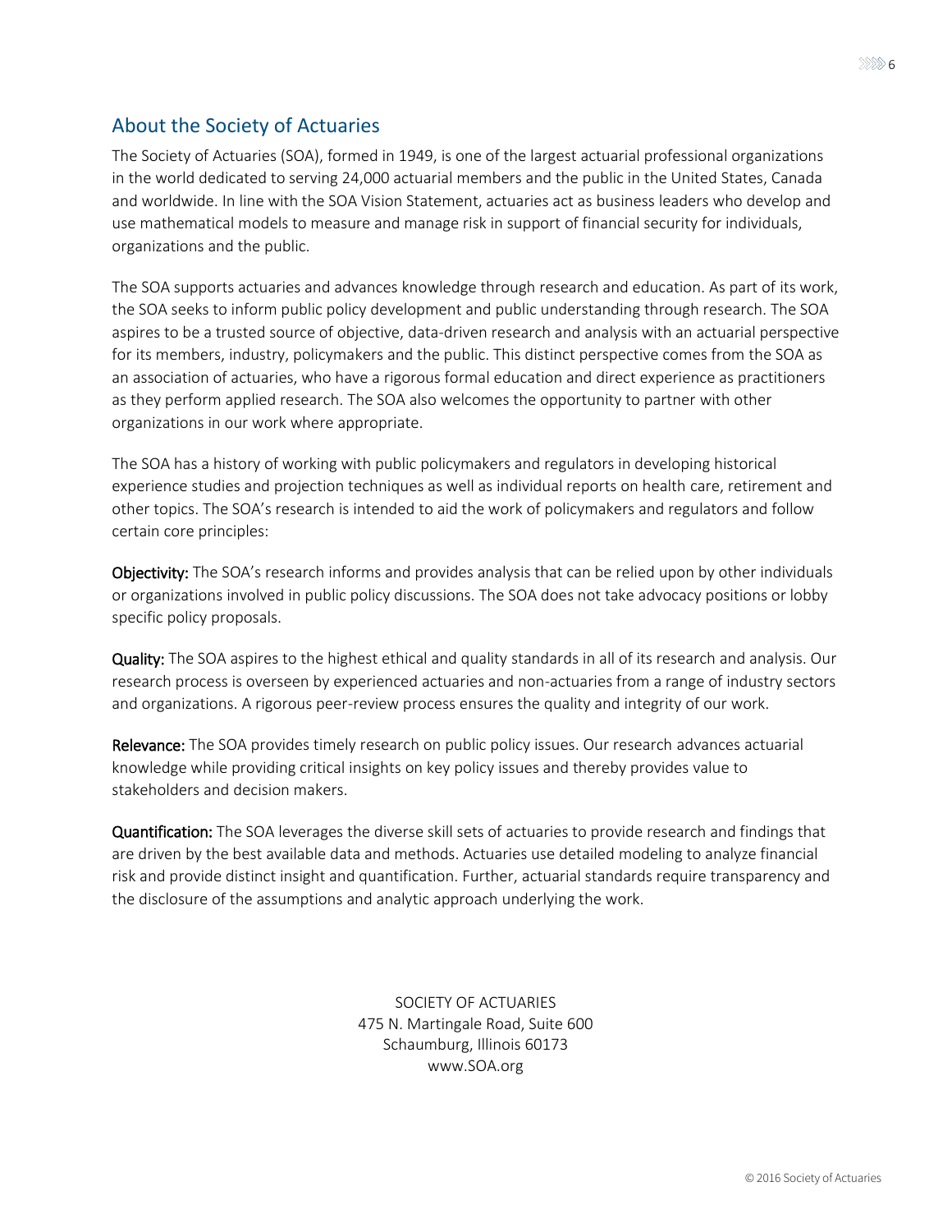## About the Society of Actuaries

The Society of Actuaries (SOA), formed in 1949, is one of the largest actuarial professional organizations in the world dedicated to serving 24,000 actuarial members and the public in the United States, Canada and worldwide. In line with the SOA Vision Statement, actuaries act as business leaders who develop and use mathematical models to measure and manage risk in support of financial security for individuals, organizations and the public.

The SOA supports actuaries and advances knowledge through research and education. As part of its work, the SOA seeks to inform public policy development and public understanding through research. The SOA aspires to be a trusted source of objective, data-driven research and analysis with an actuarial perspective for its members, industry, policymakers and the public. This distinct perspective comes from the SOA as an association of actuaries, who have a rigorous formal education and direct experience as practitioners as they perform applied research. The SOA also welcomes the opportunity to partner with other organizations in our work where appropriate.

The SOA has a history of working with public policymakers and regulators in developing historical experience studies and projection techniques as well as individual reports on health care, retirement and other topics. The SOA's research is intended to aid the work of policymakers and regulators and follow certain core principles:

**Objectivity:** The SOA's research informs and provides analysis that can be relied upon by other individuals or organizations involved in public policy discussions. The SOA does not take advocacy positions or lobby specific policy proposals.

**Quality:** The SOA aspires to the highest ethical and quality standards in all of its research and analysis. Our research process is overseen by experienced actuaries and non-actuaries from a range of industry sectors and organizations. A rigorous peer-review process ensures the quality and integrity of our work.

**Relevance:** The SOA provides timely research on public policy issues. Our research advances actuarial knowledge while providing critical insights on key policy issues and thereby provides value to stakeholders and decision makers.

**Quantification:** The SOA leverages the diverse skill sets of actuaries to provide research and findings that are driven by the best available data and methods. Actuaries use detailed modeling to analyze financial risk and provide distinct insight and quantification. Further, actuarial standards require transparency and the disclosure of the assumptions and analytic approach underlying the work.

SOCIETY OF ACTUARIES
475 N. Martingale Road, Suite 600
Schaumburg, Illinois 60173
www.SOA.org